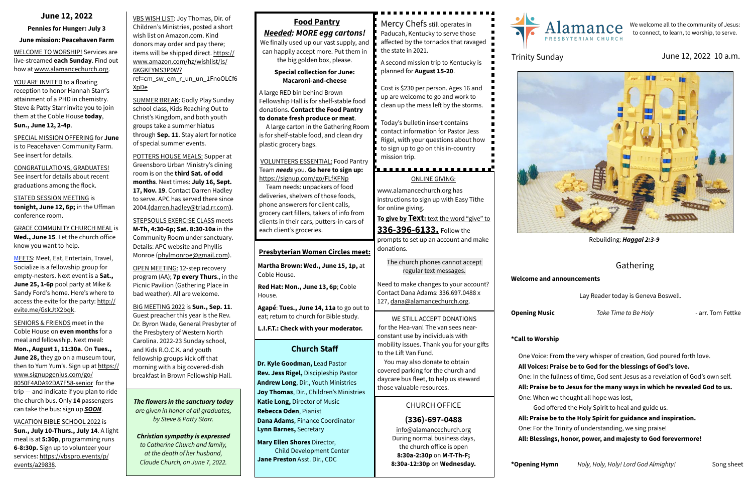## June 12, 2022

**Pennies for Hunger: July 3**

**June mission: Peacehaven Farm**

WELCOME TO WORSHIP! Services are live-streamed **each Sunday**. Find out how at www.alamancechurch.org.

YOU ARE INVITED to a floating reception to honor Hannah Starr's attainment of a PHD in chemistry. Steve & Patty Starr invite you to join them at the Coble House **today**, **Sun., June 12, 2-4p**.

SPECIAL MISSION OFFERING for **June** is to Peacehaven Community Farm. See insert for details.

CONGRATULATIONS, GRADUATES! See insert for details about recent graduations among the flock.

STATED SESSION MEETING is **tonight, June 12, 6p;** in the Uffman conference room.

GRACE COMMUNITY CHURCH MEAL is **Wed., June 15**. Let the church office know you want to help.

MEETS: Meet, Eat, Entertain, Travel, Socialize is a fellowship group for empty-nesters. Next event is a **Sat., June 25, 1-6p** pool party at Mike & Sandy Ford's home. Here's where to access the evite for the party: http://evite.me/GskJtX2bqk.

SENIORS & FRIENDS meet in the Coble House on **even months** for a meal and fellowship. Next meal: **Mon., August 1, 11:30a**. On **Tues., June 28,** they go on a museum tour, then to Yum Yum's. Sign up at https://www.signupgenius.com/go/8050F4ADA92DA7F58-senior for the trip — and indicate if you plan to ride the church bus. Only **14** passengers can take the bus: sign up ***SOON***.

VACATION BIBLE SCHOOL 2022 is **Sun., July 10-Thurs., July 14**. A light meal is at **5:30p**, programming runs **6-8:30p.** Sign up to volunteer your services: https://vbspro.events/p/events/a29838.

VBS WISH LIST: Joy Thomas, Dir. of Children's Ministries, posted a short wish list on Amazon.com. Kind donors may order and pay there; items will be shipped direct. https://www.amazon.com/hz/wishlist/ls/6KGKFYMS3P0W?ref=cm_sw_em_r_un_un_1FnoOLCf6XpDe

SUMMER BREAK: Godly Play Sunday school class, Kids Reaching Out to Christ's Kingdom, and both youth groups take a summer hiatus through **Sep. 11**. Stay alert for notice of special summer events.

POTTERS HOUSE MEALS: Supper at Greensboro Urban Ministry's dining room is on the **third Sat. of odd months**. Next times: **July 16, Sept. 17, Nov. 19**. Contact Darren Hadley to serve. APC has served there since 2004.**(**darren.hadley@triad.rr.com**)**.

STEPSOULS EXERCISE CLASS meets **M-Th, 4:30-6p; Sat. 8:30-10a** in the Community Room under sanctuary. Details: APC website and Phyllis Monroe (phylmonroe@gmail.com).

OPEN MEETING: 12-step recovery program (AA); **7p every Thurs**., in the Picnic Pavilion (Gathering Place in bad weather). All are welcome.

BIG MEETING 2022 is **Sun., Sep. 11**. Guest preacher this year is the Rev. Dr. Byron Wade, General Presbyter of the Presbytery of Western North Carolina. 2022-23 Sunday school, and Kids R.O.C.K. and youth fellowship groups kick off that morning with a big covered-dish breakfast in Brown Fellowship Hall.

***The flowers in the sanctuary today*** *are given in honor of all graduates, by Steve & Patty Starr.*

***Christian sympathy is expressed*** *to Catherine Church and family, at the death of her husband, Claude Church, on June 7, 2022.*

### Food Pantry

***Needed: MORE egg cartons!*** We finally used up our vast supply, and can happily accept more. Put them in the big golden box, please.

**Special collection for June: Macaroni-and-cheese**

A large RED bin behind Brown Fellowship Hall is for shelf-stable food donations. **Contact the Food Pantry to donate fresh produce or meat**.

A large carton in the Gathering Room is for shelf-stable food, and clean dry plastic grocery bags.

VOLUNTEERS ESSENTIAL: Food Pantry Team ***needs*** you. **Go here to sign up:** https://signup.com/go/FLfKFNp

Team needs: unpackers of food deliveries, shelvers of those foods, phone answerers for client calls, grocery cart fillers, takers of info from clients in their cars, putters-in-cars of each client's groceries.

### Presbyterian Women Circles meet:

**Martha Brown: Wed., June 15, 1p,** at Coble House.

**Red Hat: Mon., June 13, 6p**; Coble House.

**Agapé**: **Tues., June 14, 11a** to go out to eat; return to church for Bible study.

**L.I.F.T.: Check with your moderator.**

### Church Staff

**Dr. Kyle Goodman,** Lead Pastor
**Rev. Jess Rigel,** Discipleship Pastor
**Andrew Long**, Dir., Youth Ministries
**Joy Thomas**, Dir., Children's Ministries
**Katie Long,** Director of Music
**Rebecca Oden**, Pianist
**Dana Adams**, Finance Coordinator
**Lynn Barnes,** Secretary
**Mary Ellen Shores** Director, Child Development Center
**Jane Preston** Asst. Dir., CDC

Mercy Chefs still operates in Paducah, Kentucky to serve those affected by the tornados that ravaged the state in 2021.

A second mission trip to Kentucky is planned for **August 15-20**.

Cost is $230 per person. Ages 16 and up are welcome to go and work to clean up the mess left by the storms.

Today's bulletin insert contains contact information for Pastor Jess Rigel, with your questions about how to sign up to go on this in-country mission trip.

ONLINE GIVING:

www.alamancechurch.org has instructions to sign up with Easy Tithe for online giving.

**To give by Text:** text the word "give" to **336-396-6133.** Follow the prompts to set up an account and make donations.

The church phones cannot accept regular text messages.

Need to make changes to your account? Contact Dana Adams: 336.697.0488 x 127, dana@alamancechurch.org.

WE STILL ACCEPT DONATIONS for the Hea-van! The van sees near-constant use by individuals with mobility issues. Thank you for your gifts to the Lift Van Fund.

You may also donate to obtain covered parking for the church and daycare bus fleet, to help us steward those valuable resources.

### CHURCH OFFICE

**(336)-697-0488**

info@alamancechurch.org
During normal business days, the church office is open
**8:30a-2:30p** on **M-T-Th-F;**
**8:30a-12:30p** on **Wednesday.**

# Alamance Presbyterian Church

We welcome all to the community of Jesus: to connect, to learn, to worship, to serve.

Trinity Sunday — June 12, 2022 10 a.m.

Rebuilding: ***Haggai 2:3-9***

## Gathering

**Welcome and announcements**

Lay Reader today is Geneva Boswell.

**Opening Music** — *Take Time to Be Holy* — arr. Tom Fettke

**\*Call to Worship**

One Voice: From the very whisper of creation, God poured forth love.
**All Voices: Praise be to God for the blessings of God's love.**
One: In the fullness of time, God sent Jesus as a revelation of God's own self.
**All: Praise be to Jesus for the many ways in which he revealed God to us.**
One: When we thought all hope was lost,
God offered the Holy Spirit to heal and guide us.
**All: Praise be to the Holy Spirit for guidance and inspiration.**
One: For the Trinity of understanding, we sing praise!
**All: Blessings, honor, power, and majesty to God forevermore!**

**\*Opening Hymn** — *Holy, Holy, Holy! Lord God Almighty!* — Song sheet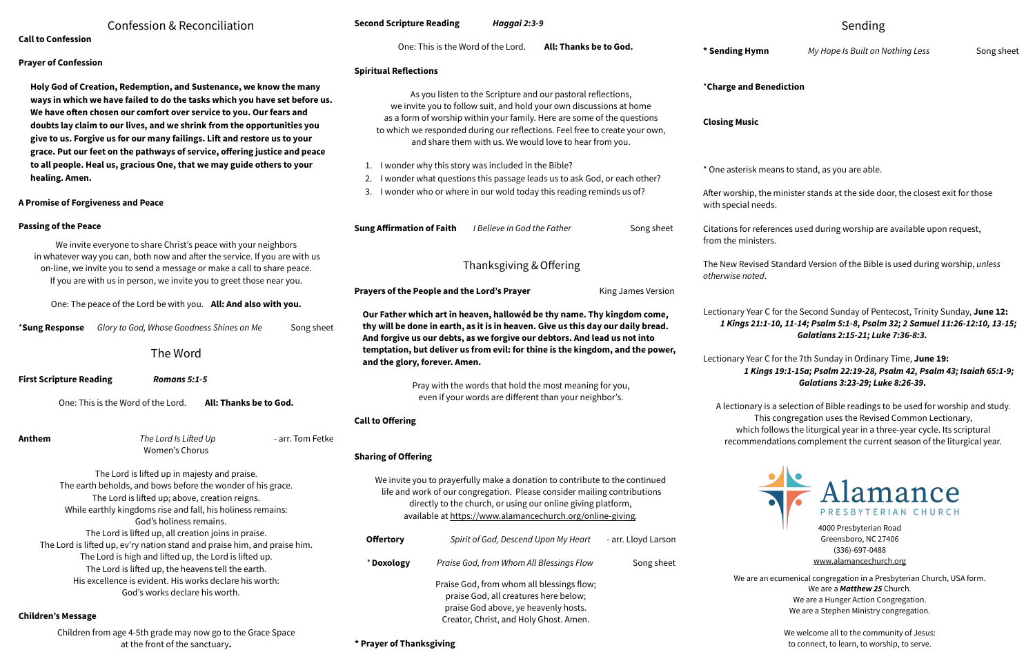## Confession & Reconciliation

**Call to Confession**

**Prayer of Confession**

**Holy God of Creation, Redemption, and Sustenance, we know the many ways in which we have failed to do the tasks which you have set before us. We have often chosen our comfort over service to you. Our fears and doubts lay claim to our lives, and we shrink from the opportunities you give to us. Forgive us for our many failings. Lift and restore us to your grace. Put our feet on the pathways of service, offering justice and peace to all people. Heal us, gracious One, that we may guide others to your healing. Amen.**

**A Promise of Forgiveness and Peace**

**Passing of the Peace**

We invite everyone to share Christ's peace with your neighbors in whatever way you can, both now and after the service. If you are with us on-line, we invite you to send a message or make a call to share peace. If you are with us in person, we invite you to greet those near you.

One: The peace of the Lord be with you. **All: And also with you.**

***Sung Response** *Glory to God, Whose Goodness Shines on Me* Song sheet

## The Word

**First Scripture Reading** ***Romans 5:1-5***

One: This is the Word of the Lord. **All: Thanks be to God.**

**Anthem** *The Lord Is Lifted Up* - arr. Tom Fetke
Women's Chorus

The Lord is lifted up in majesty and praise.
The earth beholds, and bows before the wonder of his grace.
The Lord is lifted up; above, creation reigns.
While earthly kingdoms rise and fall, his holiness remains:
God's holiness remains.
The Lord is lifted up, all creation joins in praise.
The Lord is lifted up, ev'ry nation stand and praise him, and praise him.
The Lord is high and lifted up, the Lord is lifted up.
The Lord is lifted up, the heavens tell the earth.
His excellence is evident. His works declare his worth:
God's works declare his worth.

**Children's Message**

Children from age 4-5th grade may now go to the Grace Space at the front of the sanctuary**.**

**Second Scripture Reading** ***Haggai 2:3-9***

One: This is the Word of the Lord. **All: Thanks be to God.**

**Spiritual Reflections**

As you listen to the Scripture and our pastoral reflections, we invite you to follow suit, and hold your own discussions at home as a form of worship within your family. Here are some of the questions to which we responded during our reflections. Feel free to create your own, and share them with us. We would love to hear from you.

1. I wonder why this story was included in the Bible?
2. I wonder what questions this passage leads us to ask God, or each other?
3. I wonder who or where in our wold today this reading reminds us of?

**Sung Affirmation of Faith** *I Believe in God the Father* Song sheet

## Thanksgiving & Offering

**Prayers of the People and the Lord's Prayer** King James Version

**Our Father which art in heaven, hallowéd be thy name. Thy kingdom come, thy will be done in earth, as it is in heaven. Give us this day our daily bread. And forgive us our debts, as we forgive our debtors. And lead us not into temptation, but deliver us from evil: for thine is the kingdom, and the power, and the glory, forever. Amen.**

Pray with the words that hold the most meaning for you, even if your words are different than your neighbor's.

**Call to Offering**

**Sharing of Offering**

We invite you to prayerfully make a donation to contribute to the continued life and work of our congregation. Please consider mailing contributions directly to the church, or using our online giving platform, available at https://www.alamancechurch.org/online-giving.

**Offertory** *Spirit of God, Descend Upon My Heart* - arr. Lloyd Larson

* **Doxology** *Praise God, from Whom All Blessings Flow* Song sheet

Praise God, from whom all blessings flow;
praise God, all creatures here below;
praise God above, ye heavenly hosts.
Creator, Christ, and Holy Ghost. Amen.

*** Prayer of Thanksgiving**

## Sending

*** Sending Hymn** *My Hope Is Built on Nothing Less* Song sheet

***Charge and Benediction**

**Closing Music**

* One asterisk means to stand, as you are able.

After worship, the minister stands at the side door, the closest exit for those with special needs.

Citations for references used during worship are available upon request, from the ministers.

The New Revised Standard Version of the Bible is used during worship, *unless otherwise noted*.

Lectionary Year C for the Second Sunday of Pentecost, Trinity Sunday, **June 12:** ***1 Kings 21:1-10, 11-14; Psalm 5:1-8, Psalm 32; 2 Samuel 11:26-12:10, 13-15; Galatians 2:15-21; Luke 7:36-8:3.***

Lectionary Year C for the 7th Sunday in Ordinary Time, **June 19:** ***1 Kings 19:1-15a; Psalm 22:19-28, Psalm 42, Psalm 43; Isaiah 65:1-9; Galatians 3:23-29; Luke 8:26-39.***

A lectionary is a selection of Bible readings to be used for worship and study. This congregation uses the Revised Common Lectionary, which follows the liturgical year in a three-year cycle. Its scriptural recommendations complement the current season of the liturgical year.

Alamance
PRESBYTERIAN CHURCH

4000 Presbyterian Road
Greensboro, NC 27406
(336)-697-0488
www.alamancechurch.org

We are an ecumenical congregation in a Presbyterian Church, USA form.
We are a ***Matthew 25*** Church.
We are a Hunger Action Congregation.
We are a Stephen Ministry congregation.

We welcome all to the community of Jesus:
to connect, to learn, to worship, to serve.